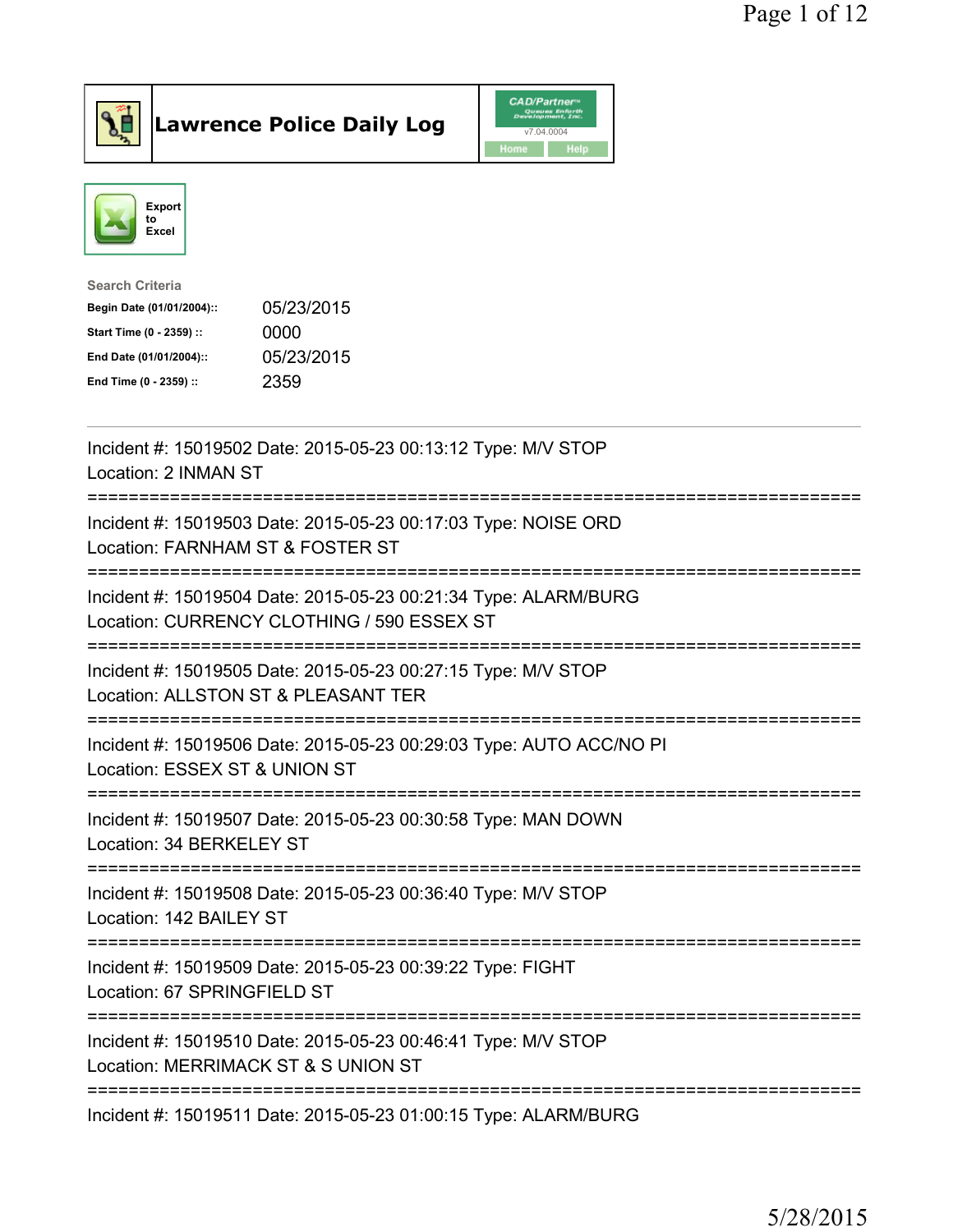# Lawrence Police Daily Log

Export to Excel

**Search Criteria**

| | |
|---|---|
| **Begin Date (01/01/2004)::** | 05/23/2015 |
| **Start Time (0 - 2359) ::** | 0000 |
| **End Date (01/01/2004)::** | 05/23/2015 |
| **End Time (0 - 2359) ::** | 2359 |

---

Incident #: 15019502 Date: 2015-05-23 00:13:12 Type: M/V STOP
Location: 2 INMAN ST

===========================================================================

Incident #: 15019503 Date: 2015-05-23 00:17:03 Type: NOISE ORD
Location: FARNHAM ST & FOSTER ST

===========================================================================

Incident #: 15019504 Date: 2015-05-23 00:21:34 Type: ALARM/BURG
Location: CURRENCY CLOTHING / 590 ESSEX ST

===========================================================================

Incident #: 15019505 Date: 2015-05-23 00:27:15 Type: M/V STOP
Location: ALLSTON ST & PLEASANT TER

===========================================================================

Incident #: 15019506 Date: 2015-05-23 00:29:03 Type: AUTO ACC/NO PI
Location: ESSEX ST & UNION ST

===========================================================================

Incident #: 15019507 Date: 2015-05-23 00:30:58 Type: MAN DOWN
Location: 34 BERKELEY ST

===========================================================================

Incident #: 15019508 Date: 2015-05-23 00:36:40 Type: M/V STOP
Location: 142 BAILEY ST

===========================================================================

Incident #: 15019509 Date: 2015-05-23 00:39:22 Type: FIGHT
Location: 67 SPRINGFIELD ST

===========================================================================

Incident #: 15019510 Date: 2015-05-23 00:46:41 Type: M/V STOP
Location: MERRIMACK ST & S UNION ST

===========================================================================

Incident #: 15019511 Date: 2015-05-23 01:00:15 Type: ALARM/BURG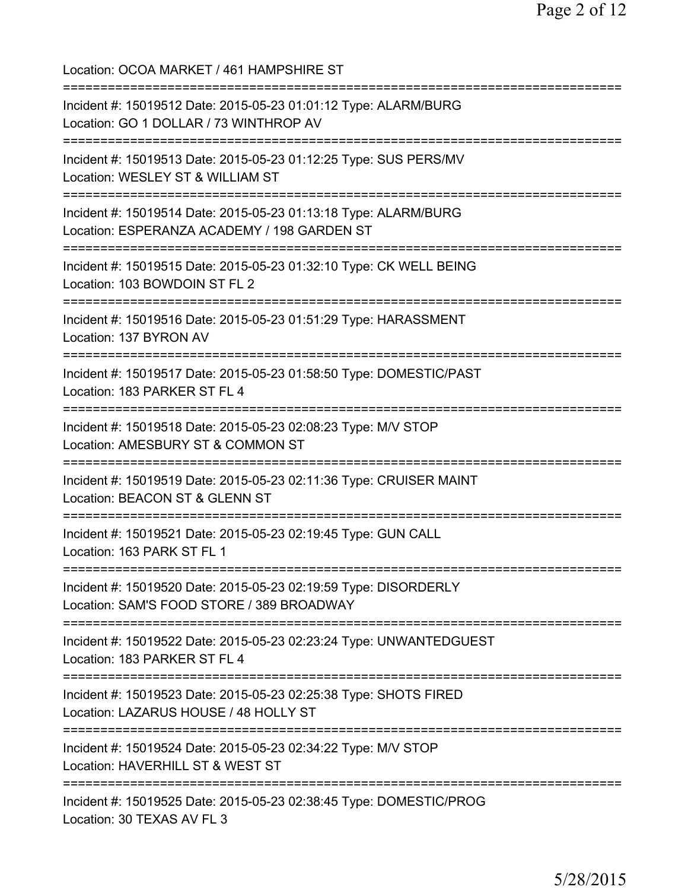Location: OCOA MARKET / 461 HAMPSHIRE ST

===========================================================================

Incident #: 15019512 Date: 2015-05-23 01:01:12 Type: ALARM/BURG
Location: GO 1 DOLLAR / 73 WINTHROP AV

===========================================================================

Incident #: 15019513 Date: 2015-05-23 01:12:25 Type: SUS PERS/MV
Location: WESLEY ST & WILLIAM ST

===========================================================================

Incident #: 15019514 Date: 2015-05-23 01:13:18 Type: ALARM/BURG
Location: ESPERANZA ACADEMY / 198 GARDEN ST

===========================================================================

Incident #: 15019515 Date: 2015-05-23 01:32:10 Type: CK WELL BEING
Location: 103 BOWDOIN ST FL 2

===========================================================================

Incident #: 15019516 Date: 2015-05-23 01:51:29 Type: HARASSMENT
Location: 137 BYRON AV

===========================================================================

Incident #: 15019517 Date: 2015-05-23 01:58:50 Type: DOMESTIC/PAST
Location: 183 PARKER ST FL 4

===========================================================================

Incident #: 15019518 Date: 2015-05-23 02:08:23 Type: M/V STOP
Location: AMESBURY ST & COMMON ST

===========================================================================

Incident #: 15019519 Date: 2015-05-23 02:11:36 Type: CRUISER MAINT
Location: BEACON ST & GLENN ST

===========================================================================

Incident #: 15019521 Date: 2015-05-23 02:19:45 Type: GUN CALL
Location: 163 PARK ST FL 1

===========================================================================

Incident #: 15019520 Date: 2015-05-23 02:19:59 Type: DISORDERLY
Location: SAM'S FOOD STORE / 389 BROADWAY

===========================================================================

Incident #: 15019522 Date: 2015-05-23 02:23:24 Type: UNWANTEDGUEST
Location: 183 PARKER ST FL 4

===========================================================================

Incident #: 15019523 Date: 2015-05-23 02:25:38 Type: SHOTS FIRED
Location: LAZARUS HOUSE / 48 HOLLY ST

===========================================================================

Incident #: 15019524 Date: 2015-05-23 02:34:22 Type: M/V STOP
Location: HAVERHILL ST & WEST ST

===========================================================================

Incident #: 15019525 Date: 2015-05-23 02:38:45 Type: DOMESTIC/PROG
Location: 30 TEXAS AV FL 3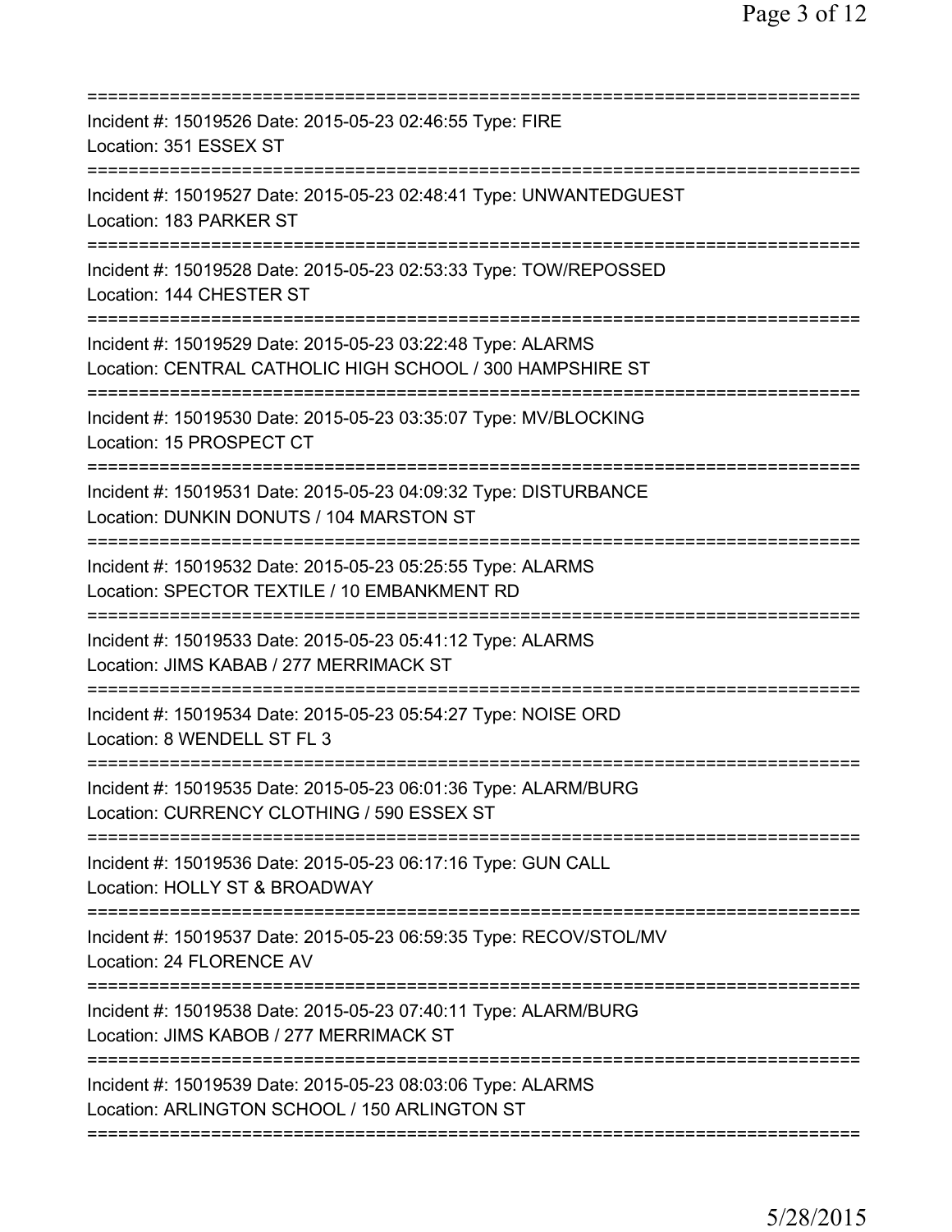===========================================================================
Incident #: 15019526 Date: 2015-05-23 02:46:55 Type: FIRE
Location: 351 ESSEX ST
===========================================================================
Incident #: 15019527 Date: 2015-05-23 02:48:41 Type: UNWANTEDGUEST
Location: 183 PARKER ST
===========================================================================
Incident #: 15019528 Date: 2015-05-23 02:53:33 Type: TOW/REPOSSED
Location: 144 CHESTER ST
===========================================================================
Incident #: 15019529 Date: 2015-05-23 03:22:48 Type: ALARMS
Location: CENTRAL CATHOLIC HIGH SCHOOL / 300 HAMPSHIRE ST
===========================================================================
Incident #: 15019530 Date: 2015-05-23 03:35:07 Type: MV/BLOCKING
Location: 15 PROSPECT CT
===========================================================================
Incident #: 15019531 Date: 2015-05-23 04:09:32 Type: DISTURBANCE
Location: DUNKIN DONUTS / 104 MARSTON ST
===========================================================================
Incident #: 15019532 Date: 2015-05-23 05:25:55 Type: ALARMS
Location: SPECTOR TEXTILE / 10 EMBANKMENT RD
===========================================================================
Incident #: 15019533 Date: 2015-05-23 05:41:12 Type: ALARMS
Location: JIMS KABAB / 277 MERRIMACK ST
===========================================================================
Incident #: 15019534 Date: 2015-05-23 05:54:27 Type: NOISE ORD
Location: 8 WENDELL ST FL 3
===========================================================================
Incident #: 15019535 Date: 2015-05-23 06:01:36 Type: ALARM/BURG
Location: CURRENCY CLOTHING / 590 ESSEX ST
===========================================================================
Incident #: 15019536 Date: 2015-05-23 06:17:16 Type: GUN CALL
Location: HOLLY ST & BROADWAY
===========================================================================
Incident #: 15019537 Date: 2015-05-23 06:59:35 Type: RECOV/STOL/MV
Location: 24 FLORENCE AV
===========================================================================
Incident #: 15019538 Date: 2015-05-23 07:40:11 Type: ALARM/BURG
Location: JIMS KABOB / 277 MERRIMACK ST
===========================================================================
Incident #: 15019539 Date: 2015-05-23 08:03:06 Type: ALARMS
Location: ARLINGTON SCHOOL / 150 ARLINGTON ST
===========================================================================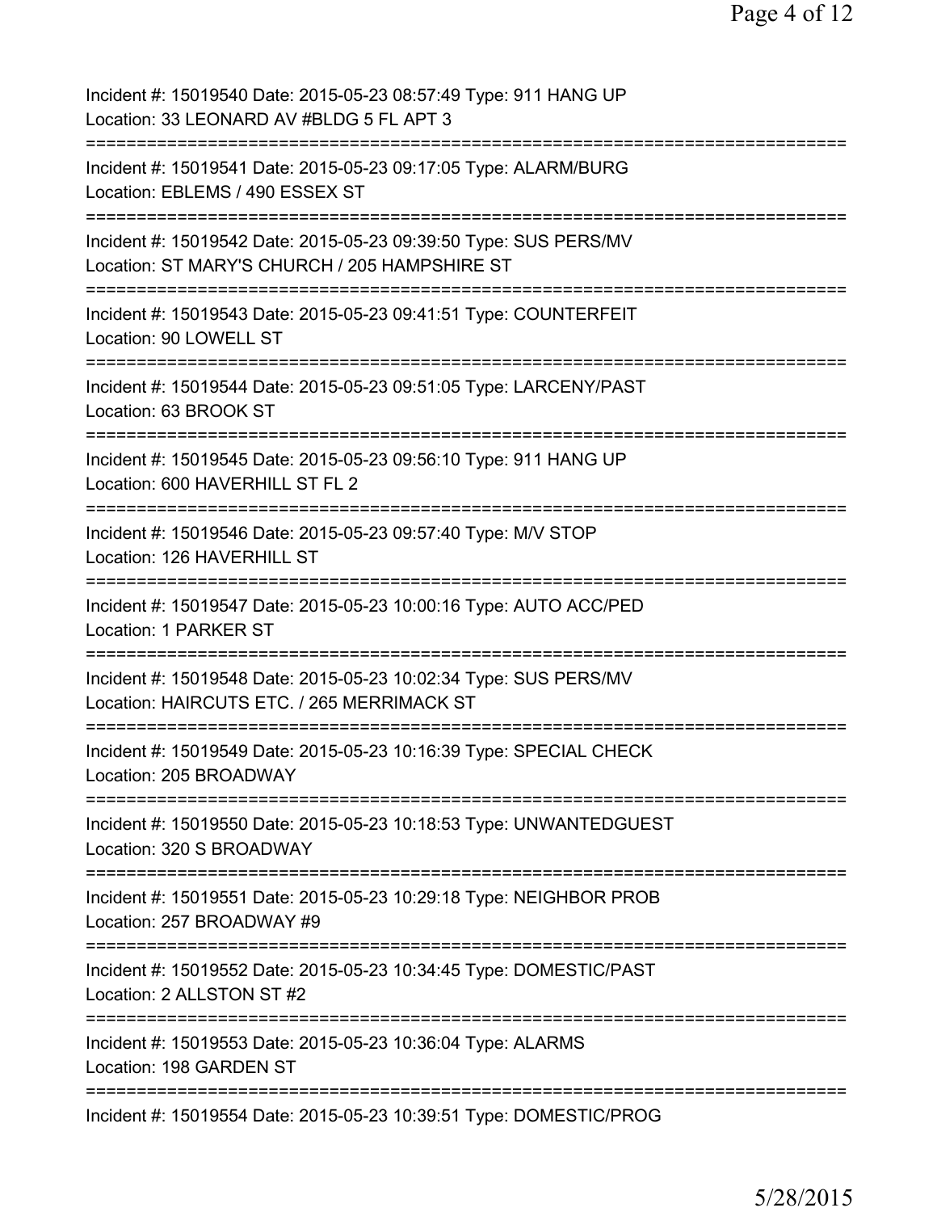Incident #: 15019540 Date: 2015-05-23 08:57:49 Type: 911 HANG UP
Location: 33 LEONARD AV #BLDG 5 FL APT 3

===========================================================================

Incident #: 15019541 Date: 2015-05-23 09:17:05 Type: ALARM/BURG
Location: EBLEMS / 490 ESSEX ST

===========================================================================

Incident #: 15019542 Date: 2015-05-23 09:39:50 Type: SUS PERS/MV
Location: ST MARY'S CHURCH / 205 HAMPSHIRE ST

===========================================================================

Incident #: 15019543 Date: 2015-05-23 09:41:51 Type: COUNTERFEIT
Location: 90 LOWELL ST

===========================================================================

Incident #: 15019544 Date: 2015-05-23 09:51:05 Type: LARCENY/PAST
Location: 63 BROOK ST

===========================================================================

Incident #: 15019545 Date: 2015-05-23 09:56:10 Type: 911 HANG UP
Location: 600 HAVERHILL ST FL 2

===========================================================================

Incident #: 15019546 Date: 2015-05-23 09:57:40 Type: M/V STOP
Location: 126 HAVERHILL ST

===========================================================================

Incident #: 15019547 Date: 2015-05-23 10:00:16 Type: AUTO ACC/PED
Location: 1 PARKER ST

===========================================================================

Incident #: 15019548 Date: 2015-05-23 10:02:34 Type: SUS PERS/MV
Location: HAIRCUTS ETC. / 265 MERRIMACK ST

===========================================================================

Incident #: 15019549 Date: 2015-05-23 10:16:39 Type: SPECIAL CHECK
Location: 205 BROADWAY

===========================================================================

Incident #: 15019550 Date: 2015-05-23 10:18:53 Type: UNWANTEDGUEST
Location: 320 S BROADWAY

===========================================================================

Incident #: 15019551 Date: 2015-05-23 10:29:18 Type: NEIGHBOR PROB
Location: 257 BROADWAY #9

===========================================================================

Incident #: 15019552 Date: 2015-05-23 10:34:45 Type: DOMESTIC/PAST
Location: 2 ALLSTON ST #2

===========================================================================

Incident #: 15019553 Date: 2015-05-23 10:36:04 Type: ALARMS
Location: 198 GARDEN ST

===========================================================================

Incident #: 15019554 Date: 2015-05-23 10:39:51 Type: DOMESTIC/PROG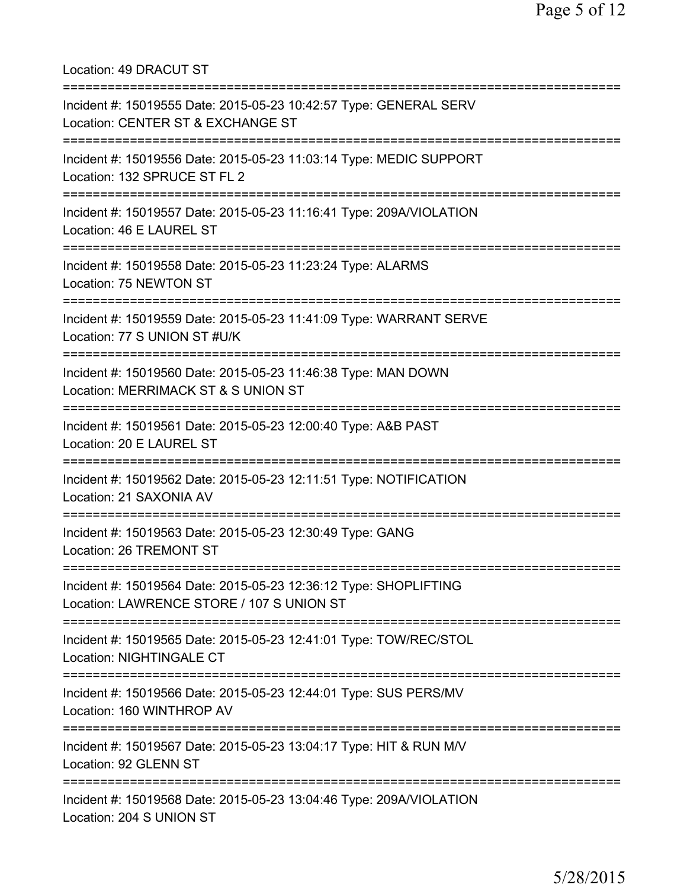Location: 49 DRACUT ST

===========================================================================

Incident #: 15019555 Date: 2015-05-23 10:42:57 Type: GENERAL SERV
Location: CENTER ST & EXCHANGE ST

===========================================================================

Incident #: 15019556 Date: 2015-05-23 11:03:14 Type: MEDIC SUPPORT
Location: 132 SPRUCE ST FL 2

===========================================================================

Incident #: 15019557 Date: 2015-05-23 11:16:41 Type: 209A/VIOLATION
Location: 46 E LAUREL ST

===========================================================================

Incident #: 15019558 Date: 2015-05-23 11:23:24 Type: ALARMS
Location: 75 NEWTON ST

===========================================================================

Incident #: 15019559 Date: 2015-05-23 11:41:09 Type: WARRANT SERVE
Location: 77 S UNION ST #U/K

===========================================================================

Incident #: 15019560 Date: 2015-05-23 11:46:38 Type: MAN DOWN
Location: MERRIMACK ST & S UNION ST

===========================================================================

Incident #: 15019561 Date: 2015-05-23 12:00:40 Type: A&B PAST
Location: 20 E LAUREL ST

===========================================================================

Incident #: 15019562 Date: 2015-05-23 12:11:51 Type: NOTIFICATION
Location: 21 SAXONIA AV

===========================================================================

Incident #: 15019563 Date: 2015-05-23 12:30:49 Type: GANG
Location: 26 TREMONT ST

===========================================================================

Incident #: 15019564 Date: 2015-05-23 12:36:12 Type: SHOPLIFTING
Location: LAWRENCE STORE / 107 S UNION ST

===========================================================================

Incident #: 15019565 Date: 2015-05-23 12:41:01 Type: TOW/REC/STOL
Location: NIGHTINGALE CT

===========================================================================

Incident #: 15019566 Date: 2015-05-23 12:44:01 Type: SUS PERS/MV
Location: 160 WINTHROP AV

===========================================================================

Incident #: 15019567 Date: 2015-05-23 13:04:17 Type: HIT & RUN M/V
Location: 92 GLENN ST

===========================================================================

Incident #: 15019568 Date: 2015-05-23 13:04:46 Type: 209A/VIOLATION
Location: 204 S UNION ST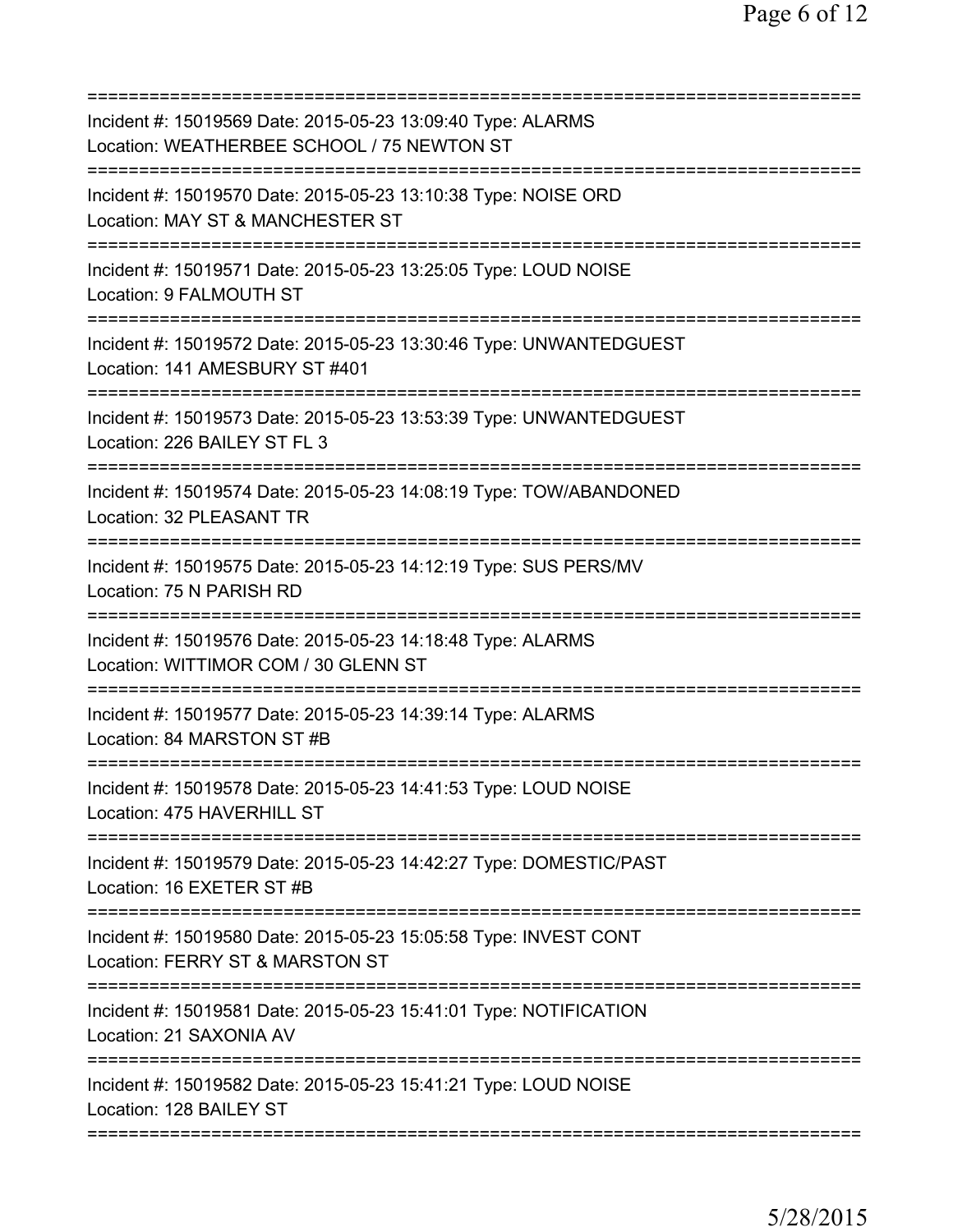===========================================================================
Incident #: 15019569 Date: 2015-05-23 13:09:40 Type: ALARMS
Location: WEATHERBEE SCHOOL / 75 NEWTON ST
===========================================================================
Incident #: 15019570 Date: 2015-05-23 13:10:38 Type: NOISE ORD
Location: MAY ST & MANCHESTER ST
===========================================================================
Incident #: 15019571 Date: 2015-05-23 13:25:05 Type: LOUD NOISE
Location: 9 FALMOUTH ST
===========================================================================
Incident #: 15019572 Date: 2015-05-23 13:30:46 Type: UNWANTEDGUEST
Location: 141 AMESBURY ST #401
===========================================================================
Incident #: 15019573 Date: 2015-05-23 13:53:39 Type: UNWANTEDGUEST
Location: 226 BAILEY ST FL 3
===========================================================================
Incident #: 15019574 Date: 2015-05-23 14:08:19 Type: TOW/ABANDONED
Location: 32 PLEASANT TR
===========================================================================
Incident #: 15019575 Date: 2015-05-23 14:12:19 Type: SUS PERS/MV
Location: 75 N PARISH RD
===========================================================================
Incident #: 15019576 Date: 2015-05-23 14:18:48 Type: ALARMS
Location: WITTIMOR COM / 30 GLENN ST
===========================================================================
Incident #: 15019577 Date: 2015-05-23 14:39:14 Type: ALARMS
Location: 84 MARSTON ST #B
===========================================================================
Incident #: 15019578 Date: 2015-05-23 14:41:53 Type: LOUD NOISE
Location: 475 HAVERHILL ST
===========================================================================
Incident #: 15019579 Date: 2015-05-23 14:42:27 Type: DOMESTIC/PAST
Location: 16 EXETER ST #B
===========================================================================
Incident #: 15019580 Date: 2015-05-23 15:05:58 Type: INVEST CONT
Location: FERRY ST & MARSTON ST
===========================================================================
Incident #: 15019581 Date: 2015-05-23 15:41:01 Type: NOTIFICATION
Location: 21 SAXONIA AV
===========================================================================
Incident #: 15019582 Date: 2015-05-23 15:41:21 Type: LOUD NOISE
Location: 128 BAILEY ST
===========================================================================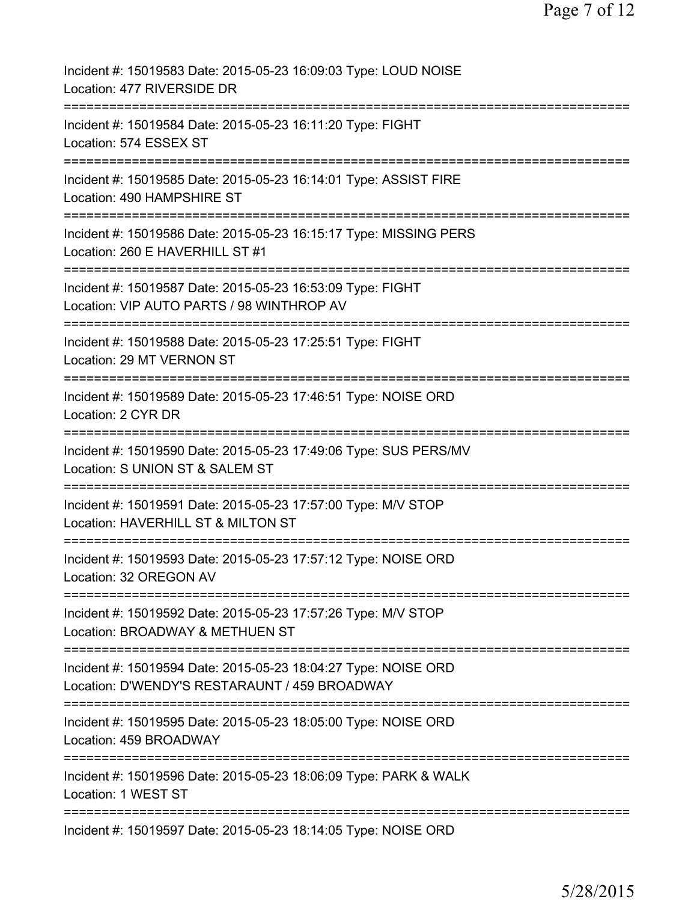Incident #: 15019583 Date: 2015-05-23 16:09:03 Type: LOUD NOISE
Location: 477 RIVERSIDE DR

===========================================================================

Incident #: 15019584 Date: 2015-05-23 16:11:20 Type: FIGHT
Location: 574 ESSEX ST

===========================================================================

Incident #: 15019585 Date: 2015-05-23 16:14:01 Type: ASSIST FIRE
Location: 490 HAMPSHIRE ST

===========================================================================

Incident #: 15019586 Date: 2015-05-23 16:15:17 Type: MISSING PERS
Location: 260 E HAVERHILL ST #1

===========================================================================

Incident #: 15019587 Date: 2015-05-23 16:53:09 Type: FIGHT
Location: VIP AUTO PARTS / 98 WINTHROP AV

===========================================================================

Incident #: 15019588 Date: 2015-05-23 17:25:51 Type: FIGHT
Location: 29 MT VERNON ST

===========================================================================

Incident #: 15019589 Date: 2015-05-23 17:46:51 Type: NOISE ORD
Location: 2 CYR DR

===========================================================================

Incident #: 15019590 Date: 2015-05-23 17:49:06 Type: SUS PERS/MV
Location: S UNION ST & SALEM ST

===========================================================================

Incident #: 15019591 Date: 2015-05-23 17:57:00 Type: M/V STOP
Location: HAVERHILL ST & MILTON ST

===========================================================================

Incident #: 15019593 Date: 2015-05-23 17:57:12 Type: NOISE ORD
Location: 32 OREGON AV

===========================================================================

Incident #: 15019592 Date: 2015-05-23 17:57:26 Type: M/V STOP
Location: BROADWAY & METHUEN ST

===========================================================================

Incident #: 15019594 Date: 2015-05-23 18:04:27 Type: NOISE ORD
Location: D'WENDY'S RESTARAUNT / 459 BROADWAY

===========================================================================

Incident #: 15019595 Date: 2015-05-23 18:05:00 Type: NOISE ORD
Location: 459 BROADWAY

===========================================================================

Incident #: 15019596 Date: 2015-05-23 18:06:09 Type: PARK & WALK
Location: 1 WEST ST

===========================================================================

Incident #: 15019597 Date: 2015-05-23 18:14:05 Type: NOISE ORD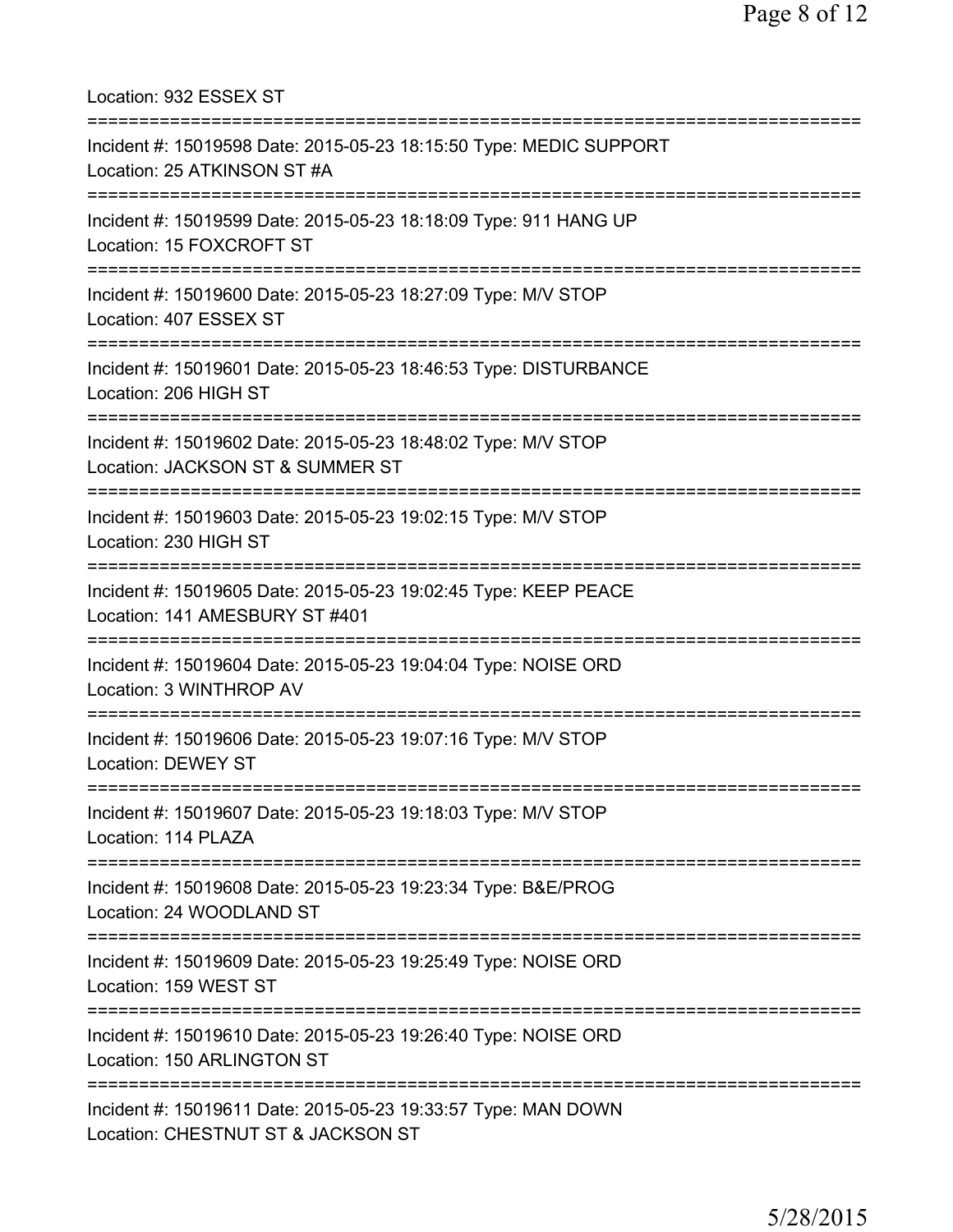Location: 932 ESSEX ST

===========================================================================

Incident #: 15019598 Date: 2015-05-23 18:15:50 Type: MEDIC SUPPORT
Location: 25 ATKINSON ST #A

===========================================================================

Incident #: 15019599 Date: 2015-05-23 18:18:09 Type: 911 HANG UP
Location: 15 FOXCROFT ST

===========================================================================

Incident #: 15019600 Date: 2015-05-23 18:27:09 Type: M/V STOP
Location: 407 ESSEX ST

===========================================================================

Incident #: 15019601 Date: 2015-05-23 18:46:53 Type: DISTURBANCE
Location: 206 HIGH ST

===========================================================================

Incident #: 15019602 Date: 2015-05-23 18:48:02 Type: M/V STOP
Location: JACKSON ST & SUMMER ST

===========================================================================

Incident #: 15019603 Date: 2015-05-23 19:02:15 Type: M/V STOP
Location: 230 HIGH ST

===========================================================================

Incident #: 15019605 Date: 2015-05-23 19:02:45 Type: KEEP PEACE
Location: 141 AMESBURY ST #401

===========================================================================

Incident #: 15019604 Date: 2015-05-23 19:04:04 Type: NOISE ORD
Location: 3 WINTHROP AV

===========================================================================

Incident #: 15019606 Date: 2015-05-23 19:07:16 Type: M/V STOP
Location: DEWEY ST

===========================================================================

Incident #: 15019607 Date: 2015-05-23 19:18:03 Type: M/V STOP
Location: 114 PLAZA

===========================================================================

Incident #: 15019608 Date: 2015-05-23 19:23:34 Type: B&E/PROG
Location: 24 WOODLAND ST

===========================================================================

Incident #: 15019609 Date: 2015-05-23 19:25:49 Type: NOISE ORD
Location: 159 WEST ST

===========================================================================

Incident #: 15019610 Date: 2015-05-23 19:26:40 Type: NOISE ORD
Location: 150 ARLINGTON ST

===========================================================================

Incident #: 15019611 Date: 2015-05-23 19:33:57 Type: MAN DOWN
Location: CHESTNUT ST & JACKSON ST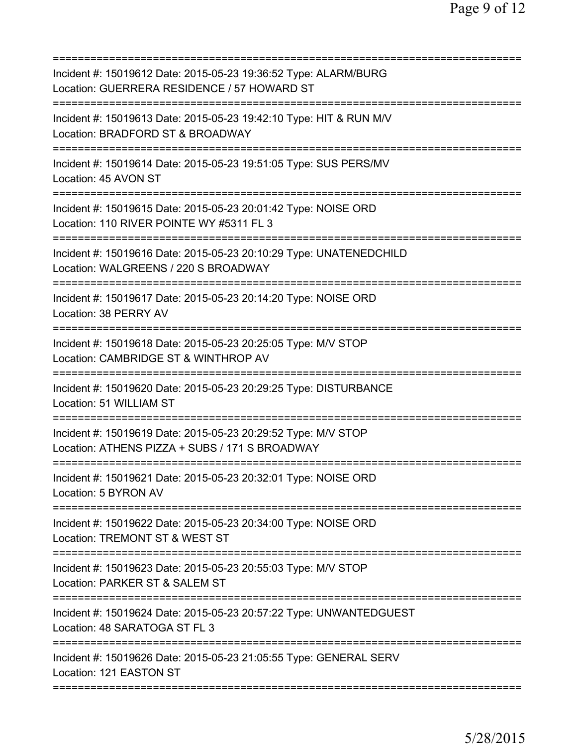Incident #: 15019612 Date: 2015-05-23 19:36:52 Type: ALARM/BURG
Location: GUERRERA RESIDENCE / 57 HOWARD ST

Incident #: 15019613 Date: 2015-05-23 19:42:10 Type: HIT & RUN M/V
Location: BRADFORD ST & BROADWAY

Incident #: 15019614 Date: 2015-05-23 19:51:05 Type: SUS PERS/MV
Location: 45 AVON ST

Incident #: 15019615 Date: 2015-05-23 20:01:42 Type: NOISE ORD
Location: 110 RIVER POINTE WY #5311 FL 3

Incident #: 15019616 Date: 2015-05-23 20:10:29 Type: UNATENEDCHILD
Location: WALGREENS / 220 S BROADWAY

Incident #: 15019617 Date: 2015-05-23 20:14:20 Type: NOISE ORD
Location: 38 PERRY AV

Incident #: 15019618 Date: 2015-05-23 20:25:05 Type: M/V STOP
Location: CAMBRIDGE ST & WINTHROP AV

Incident #: 15019620 Date: 2015-05-23 20:29:25 Type: DISTURBANCE
Location: 51 WILLIAM ST

Incident #: 15019619 Date: 2015-05-23 20:29:52 Type: M/V STOP
Location: ATHENS PIZZA + SUBS / 171 S BROADWAY

Incident #: 15019621 Date: 2015-05-23 20:32:01 Type: NOISE ORD
Location: 5 BYRON AV

Incident #: 15019622 Date: 2015-05-23 20:34:00 Type: NOISE ORD
Location: TREMONT ST & WEST ST

Incident #: 15019623 Date: 2015-05-23 20:55:03 Type: M/V STOP
Location: PARKER ST & SALEM ST

Incident #: 15019624 Date: 2015-05-23 20:57:22 Type: UNWANTEDGUEST
Location: 48 SARATOGA ST FL 3

Incident #: 15019626 Date: 2015-05-23 21:05:55 Type: GENERAL SERV
Location: 121 EASTON ST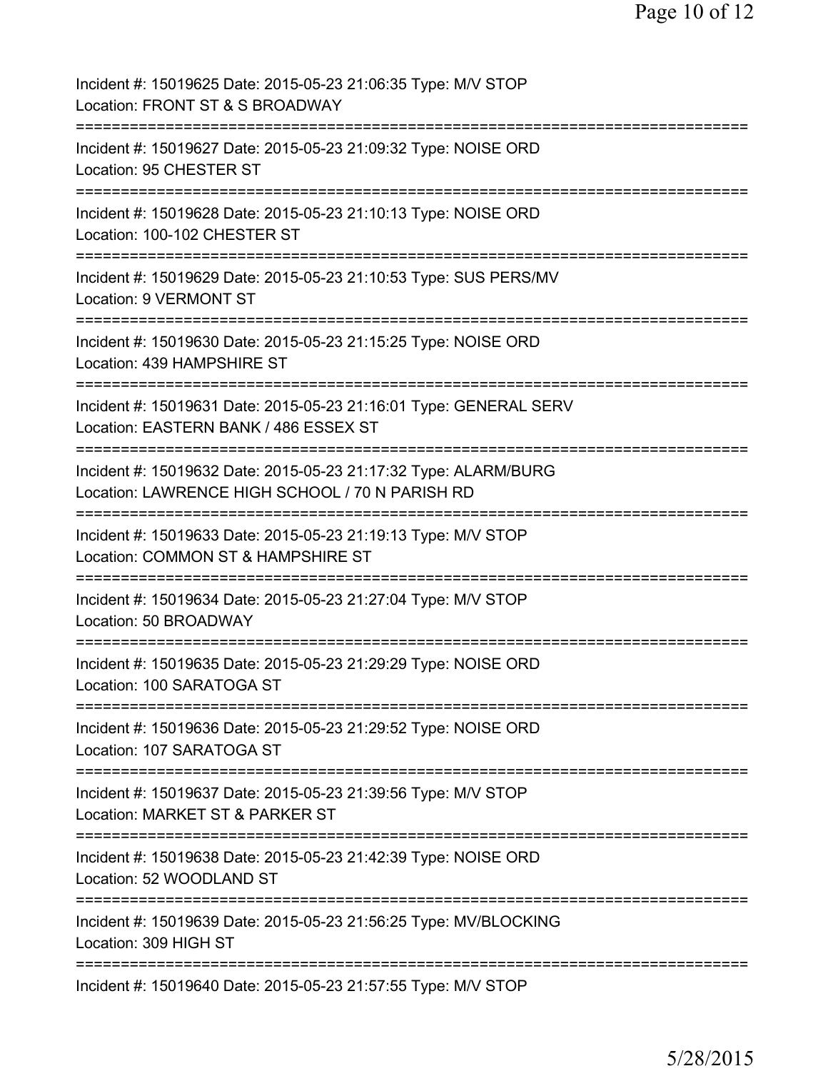Incident #: 15019625 Date: 2015-05-23 21:06:35 Type: M/V STOP
Location: FRONT ST & S BROADWAY
===========================================================================
Incident #: 15019627 Date: 2015-05-23 21:09:32 Type: NOISE ORD
Location: 95 CHESTER ST
===========================================================================
Incident #: 15019628 Date: 2015-05-23 21:10:13 Type: NOISE ORD
Location: 100-102 CHESTER ST
===========================================================================
Incident #: 15019629 Date: 2015-05-23 21:10:53 Type: SUS PERS/MV
Location: 9 VERMONT ST
===========================================================================
Incident #: 15019630 Date: 2015-05-23 21:15:25 Type: NOISE ORD
Location: 439 HAMPSHIRE ST
===========================================================================
Incident #: 15019631 Date: 2015-05-23 21:16:01 Type: GENERAL SERV
Location: EASTERN BANK / 486 ESSEX ST
===========================================================================
Incident #: 15019632 Date: 2015-05-23 21:17:32 Type: ALARM/BURG
Location: LAWRENCE HIGH SCHOOL / 70 N PARISH RD
===========================================================================
Incident #: 15019633 Date: 2015-05-23 21:19:13 Type: M/V STOP
Location: COMMON ST & HAMPSHIRE ST
===========================================================================
Incident #: 15019634 Date: 2015-05-23 21:27:04 Type: M/V STOP
Location: 50 BROADWAY
===========================================================================
Incident #: 15019635 Date: 2015-05-23 21:29:29 Type: NOISE ORD
Location: 100 SARATOGA ST
===========================================================================
Incident #: 15019636 Date: 2015-05-23 21:29:52 Type: NOISE ORD
Location: 107 SARATOGA ST
===========================================================================
Incident #: 15019637 Date: 2015-05-23 21:39:56 Type: M/V STOP
Location: MARKET ST & PARKER ST
===========================================================================
Incident #: 15019638 Date: 2015-05-23 21:42:39 Type: NOISE ORD
Location: 52 WOODLAND ST
===========================================================================
Incident #: 15019639 Date: 2015-05-23 21:56:25 Type: MV/BLOCKING
Location: 309 HIGH ST
===========================================================================
Incident #: 15019640 Date: 2015-05-23 21:57:55 Type: M/V STOP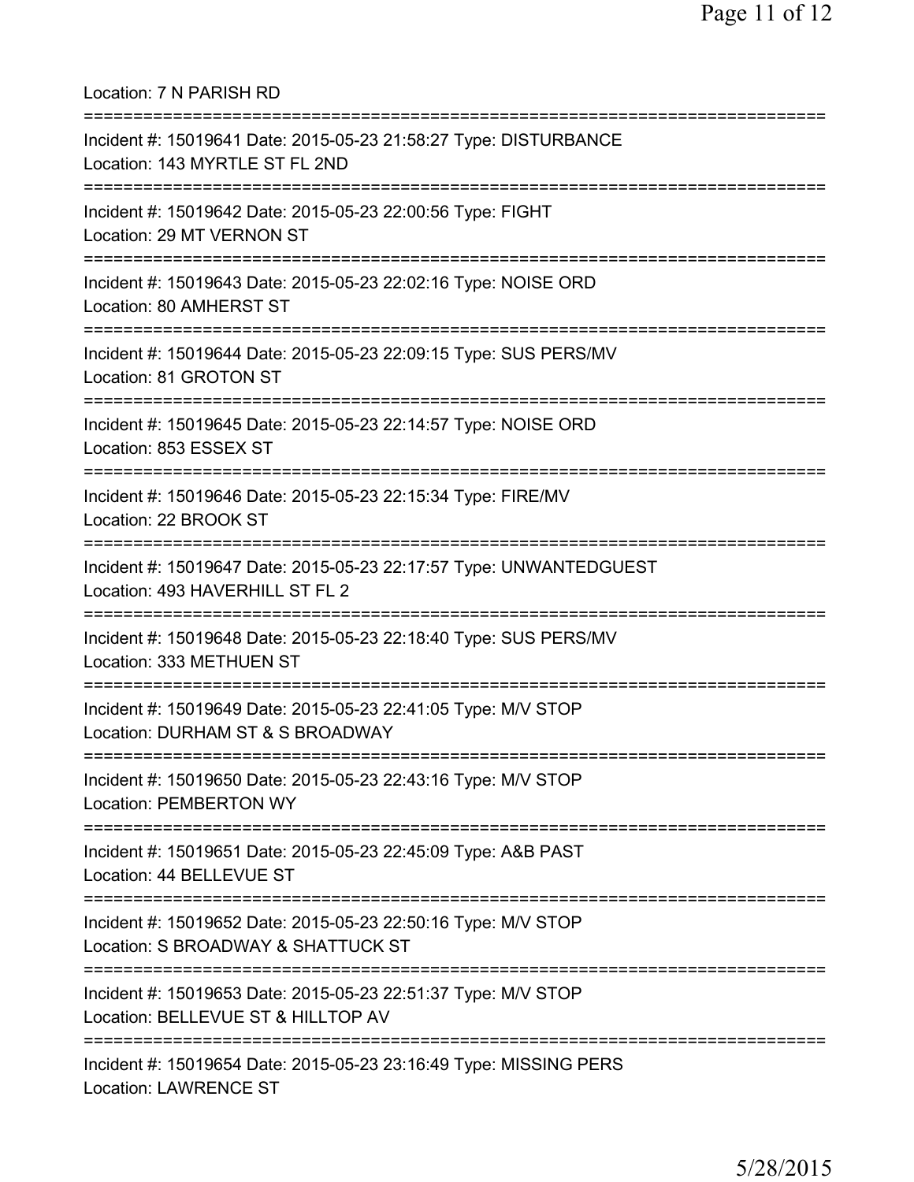Location: 7 N PARISH RD

===========================================================================

Incident #: 15019641 Date: 2015-05-23 21:58:27 Type: DISTURBANCE
Location: 143 MYRTLE ST FL 2ND

===========================================================================

Incident #: 15019642 Date: 2015-05-23 22:00:56 Type: FIGHT
Location: 29 MT VERNON ST

===========================================================================

Incident #: 15019643 Date: 2015-05-23 22:02:16 Type: NOISE ORD
Location: 80 AMHERST ST

===========================================================================

Incident #: 15019644 Date: 2015-05-23 22:09:15 Type: SUS PERS/MV
Location: 81 GROTON ST

===========================================================================

Incident #: 15019645 Date: 2015-05-23 22:14:57 Type: NOISE ORD
Location: 853 ESSEX ST

===========================================================================

Incident #: 15019646 Date: 2015-05-23 22:15:34 Type: FIRE/MV
Location: 22 BROOK ST

===========================================================================

Incident #: 15019647 Date: 2015-05-23 22:17:57 Type: UNWANTEDGUEST
Location: 493 HAVERHILL ST FL 2

===========================================================================

Incident #: 15019648 Date: 2015-05-23 22:18:40 Type: SUS PERS/MV
Location: 333 METHUEN ST

===========================================================================

Incident #: 15019649 Date: 2015-05-23 22:41:05 Type: M/V STOP
Location: DURHAM ST & S BROADWAY

===========================================================================

Incident #: 15019650 Date: 2015-05-23 22:43:16 Type: M/V STOP
Location: PEMBERTON WY

===========================================================================

Incident #: 15019651 Date: 2015-05-23 22:45:09 Type: A&B PAST
Location: 44 BELLEVUE ST

===========================================================================

Incident #: 15019652 Date: 2015-05-23 22:50:16 Type: M/V STOP
Location: S BROADWAY & SHATTUCK ST

===========================================================================

Incident #: 15019653 Date: 2015-05-23 22:51:37 Type: M/V STOP
Location: BELLEVUE ST & HILLTOP AV

===========================================================================

Incident #: 15019654 Date: 2015-05-23 23:16:49 Type: MISSING PERS
Location: LAWRENCE ST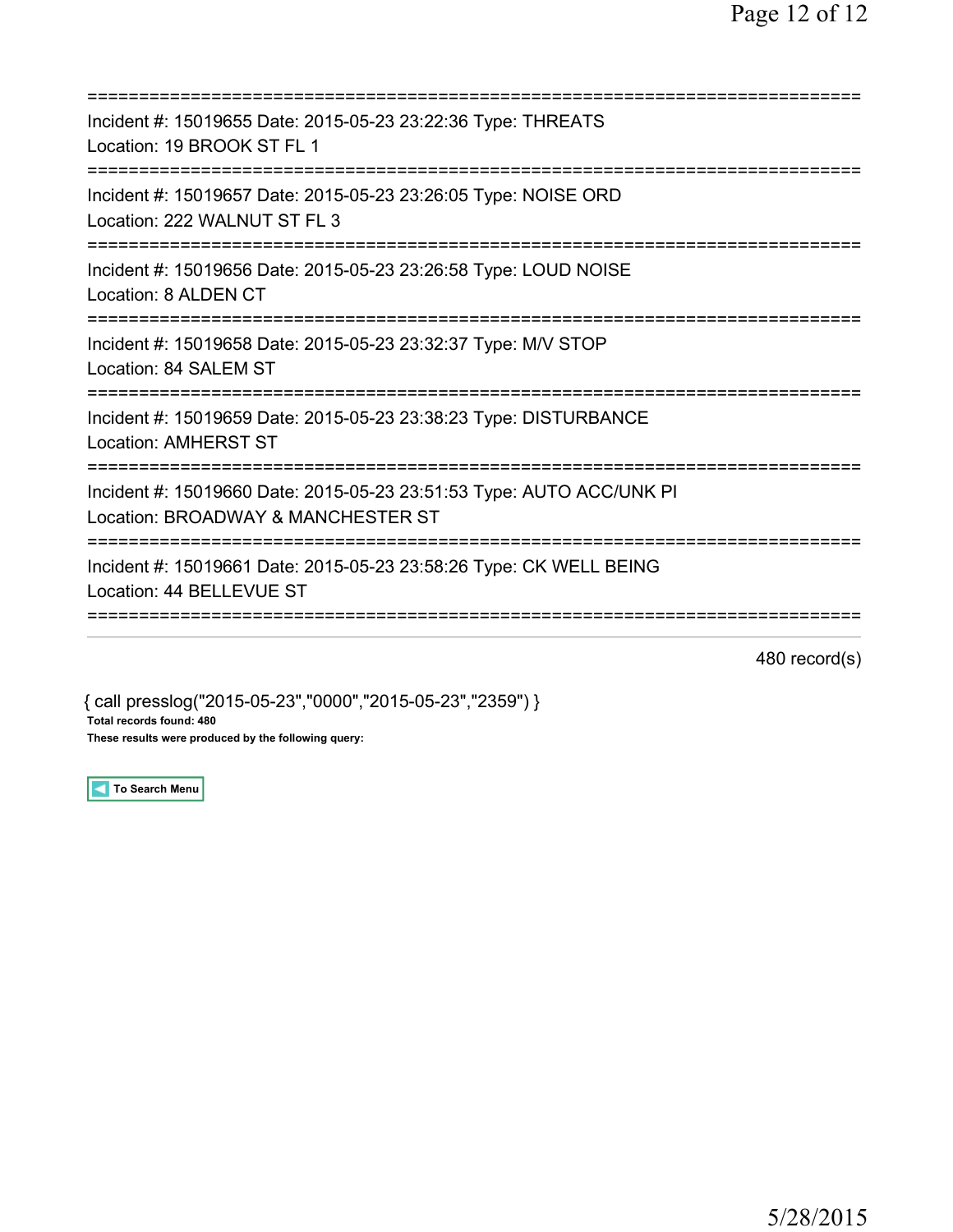===========================================================================

Incident #: 15019655 Date: 2015-05-23 23:22:36 Type: THREATS
Location: 19 BROOK ST FL 1

===========================================================================

Incident #: 15019657 Date: 2015-05-23 23:26:05 Type: NOISE ORD
Location: 222 WALNUT ST FL 3

===========================================================================

Incident #: 15019656 Date: 2015-05-23 23:26:58 Type: LOUD NOISE
Location: 8 ALDEN CT

===========================================================================

Incident #: 15019658 Date: 2015-05-23 23:32:37 Type: M/V STOP
Location: 84 SALEM ST

===========================================================================

Incident #: 15019659 Date: 2015-05-23 23:38:23 Type: DISTURBANCE
Location: AMHERST ST

===========================================================================

Incident #: 15019660 Date: 2015-05-23 23:51:53 Type: AUTO ACC/UNK PI
Location: BROADWAY & MANCHESTER ST

===========================================================================

Incident #: 15019661 Date: 2015-05-23 23:58:26 Type: CK WELL BEING
Location: 44 BELLEVUE ST

===========================================================================

480 record(s)

{ call presslog("2015-05-23","0000","2015-05-23","2359") }

**Total records found: 480**

**These results were produced by the following query:**

To Search Menu

5/28/2015